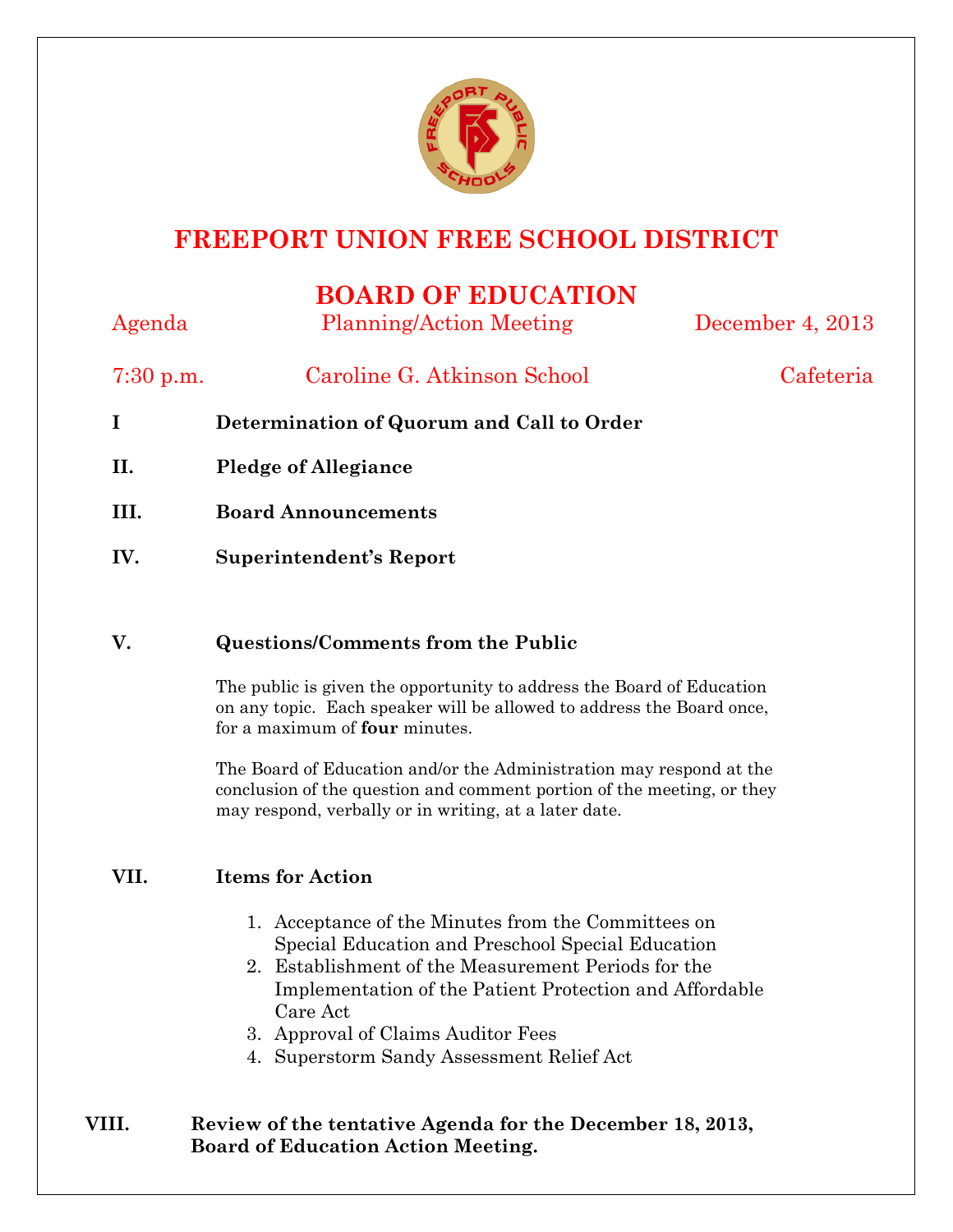# FREEPORT UNION FREE SCHOOL DISTRICT

## BOARD OF EDUCATION

Agenda | Planning/Action Meeting | December 4, 2013

7:30 p.m. | Caroline G. Atkinson School | Cafeteria

**I Determination of Quorum and Call to Order**

**II. Pledge of Allegiance**

**III. Board Announcements**

**IV. Superintendent's Report**

**V. Questions/Comments from the Public**

The public is given the opportunity to address the Board of Education on any topic. Each speaker will be allowed to address the Board once, for a maximum of **four** minutes.

The Board of Education and/or the Administration may respond at the conclusion of the question and comment portion of the meeting, or they may respond, verbally or in writing, at a later date.

**VII. Items for Action**

1. Acceptance of the Minutes from the Committees on Special Education and Preschool Special Education
2. Establishment of the Measurement Periods for the Implementation of the Patient Protection and Affordable Care Act
3. Approval of Claims Auditor Fees
4. Superstorm Sandy Assessment Relief Act

**VIII. Review of the tentative Agenda for the December 18, 2013, Board of Education Action Meeting.**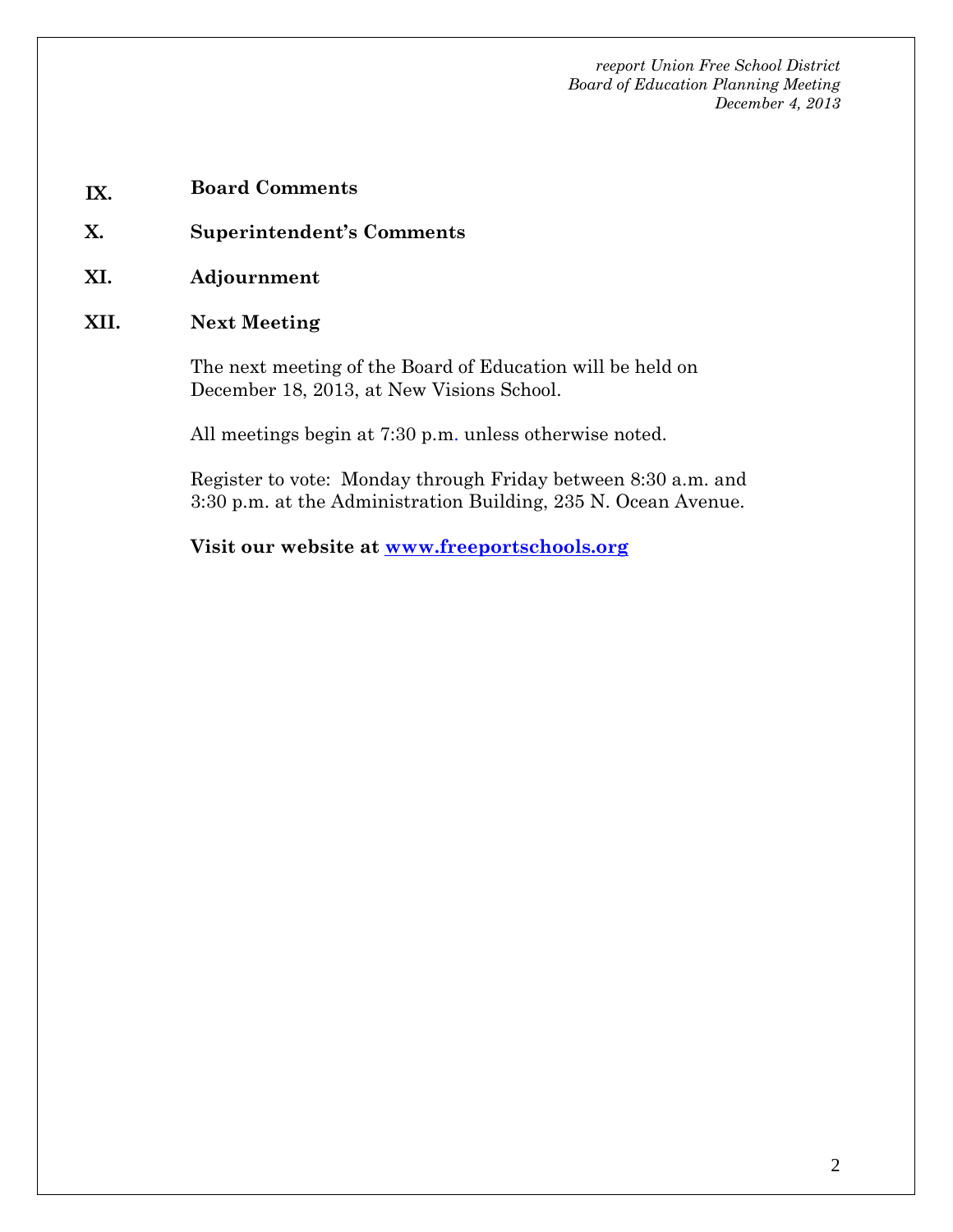## IX. Board Comments

## X. Superintendent's Comments

## XI. Adjournment

## XII. Next Meeting

The next meeting of the Board of Education will be held on December 18, 2013, at New Visions School.

All meetings begin at 7:30 p.m. unless otherwise noted.

Register to vote: Monday through Friday between 8:30 a.m. and 3:30 p.m. at the Administration Building, 235 N. Ocean Avenue.

**Visit our website at [www.freeportschools.org](http://www.freeportschools.org)**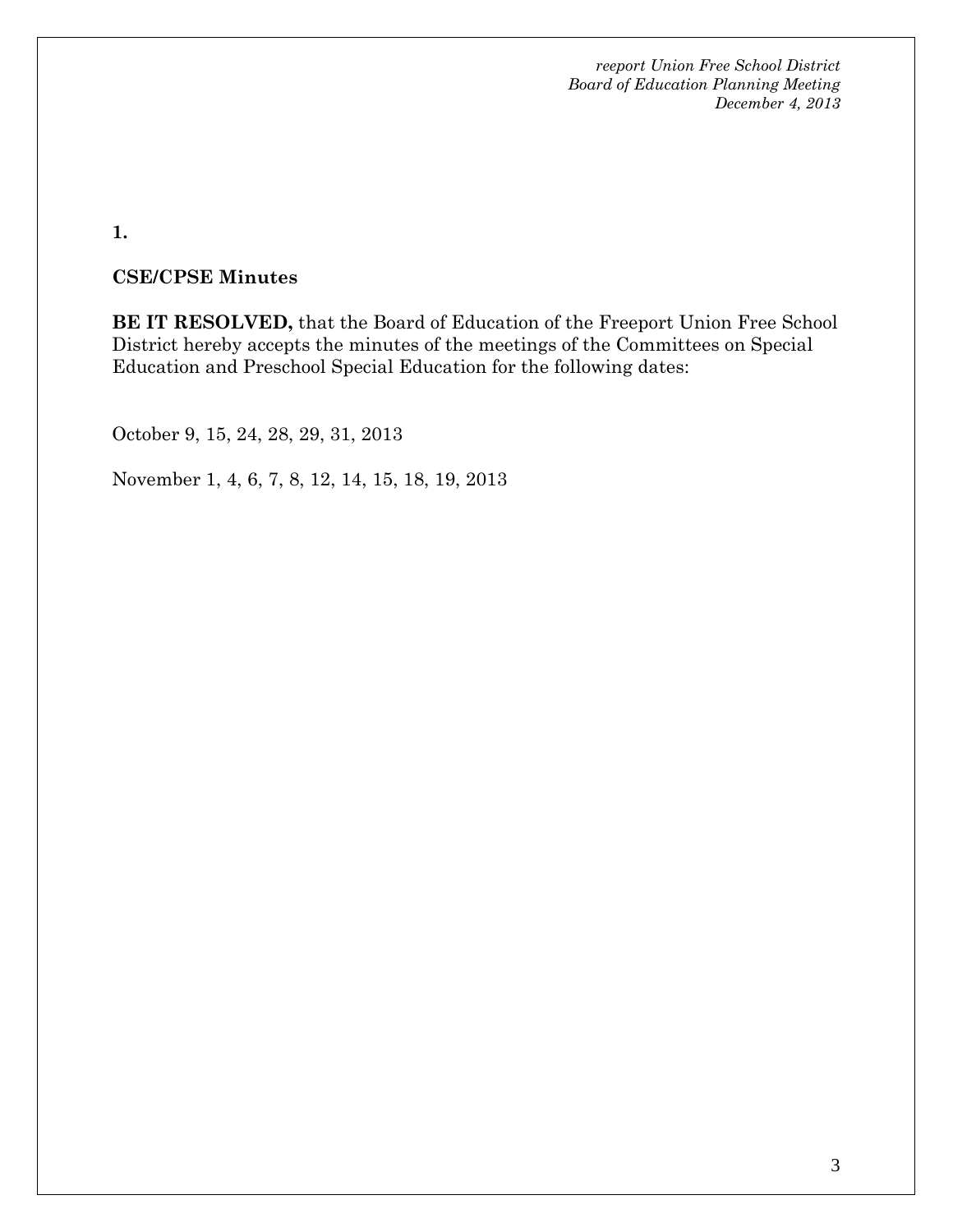**1.**

**CSE/CPSE Minutes**

**BE IT RESOLVED,** that the Board of Education of the Freeport Union Free School District hereby accepts the minutes of the meetings of the Committees on Special Education and Preschool Special Education for the following dates:

October 9, 15, 24, 28, 29, 31, 2013

November 1, 4, 6, 7, 8, 12, 14, 15, 18, 19, 2013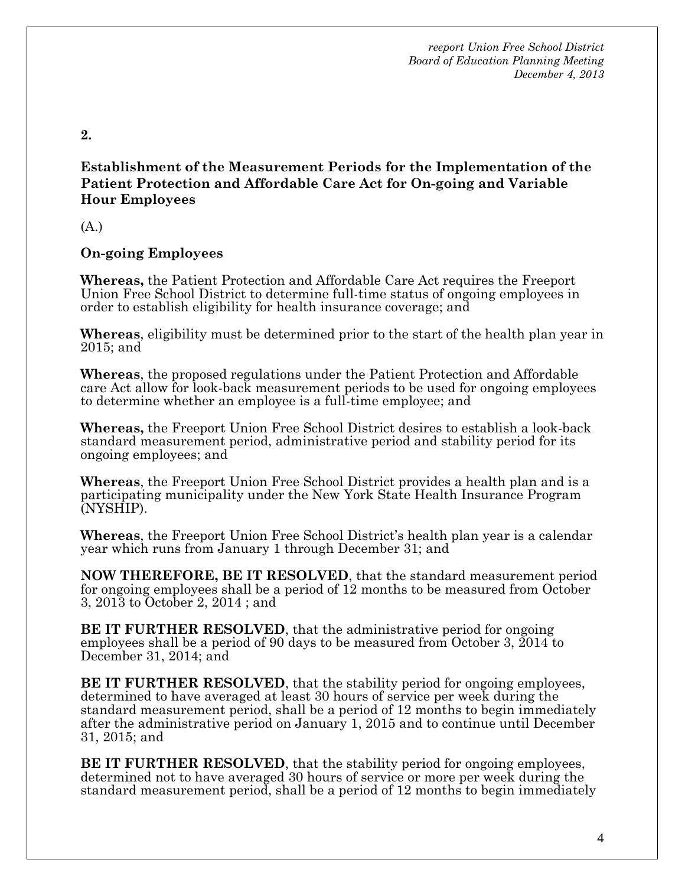**2.**

**Establishment of the Measurement Periods for the Implementation of the Patient Protection and Affordable Care Act for On-going and Variable Hour Employees**

(A.)

**On-going Employees**

**Whereas,** the Patient Protection and Affordable Care Act requires the Freeport Union Free School District to determine full-time status of ongoing employees in order to establish eligibility for health insurance coverage; and

**Whereas**, eligibility must be determined prior to the start of the health plan year in 2015; and

**Whereas**, the proposed regulations under the Patient Protection and Affordable care Act allow for look-back measurement periods to be used for ongoing employees to determine whether an employee is a full-time employee; and

**Whereas,** the Freeport Union Free School District desires to establish a look-back standard measurement period, administrative period and stability period for its ongoing employees; and

**Whereas**, the Freeport Union Free School District provides a health plan and is a participating municipality under the New York State Health Insurance Program (NYSHIP).

**Whereas**, the Freeport Union Free School District's health plan year is a calendar year which runs from January 1 through December 31; and

**NOW THEREFORE, BE IT RESOLVED**, that the standard measurement period for ongoing employees shall be a period of 12 months to be measured from October 3, 2013 to October 2, 2014 ; and

**BE IT FURTHER RESOLVED**, that the administrative period for ongoing employees shall be a period of 90 days to be measured from October 3, 2014 to December 31, 2014; and

**BE IT FURTHER RESOLVED**, that the stability period for ongoing employees, determined to have averaged at least 30 hours of service per week during the standard measurement period, shall be a period of 12 months to begin immediately after the administrative period on January 1, 2015 and to continue until December 31, 2015; and

**BE IT FURTHER RESOLVED**, that the stability period for ongoing employees, determined not to have averaged 30 hours of service or more per week during the standard measurement period, shall be a period of 12 months to begin immediately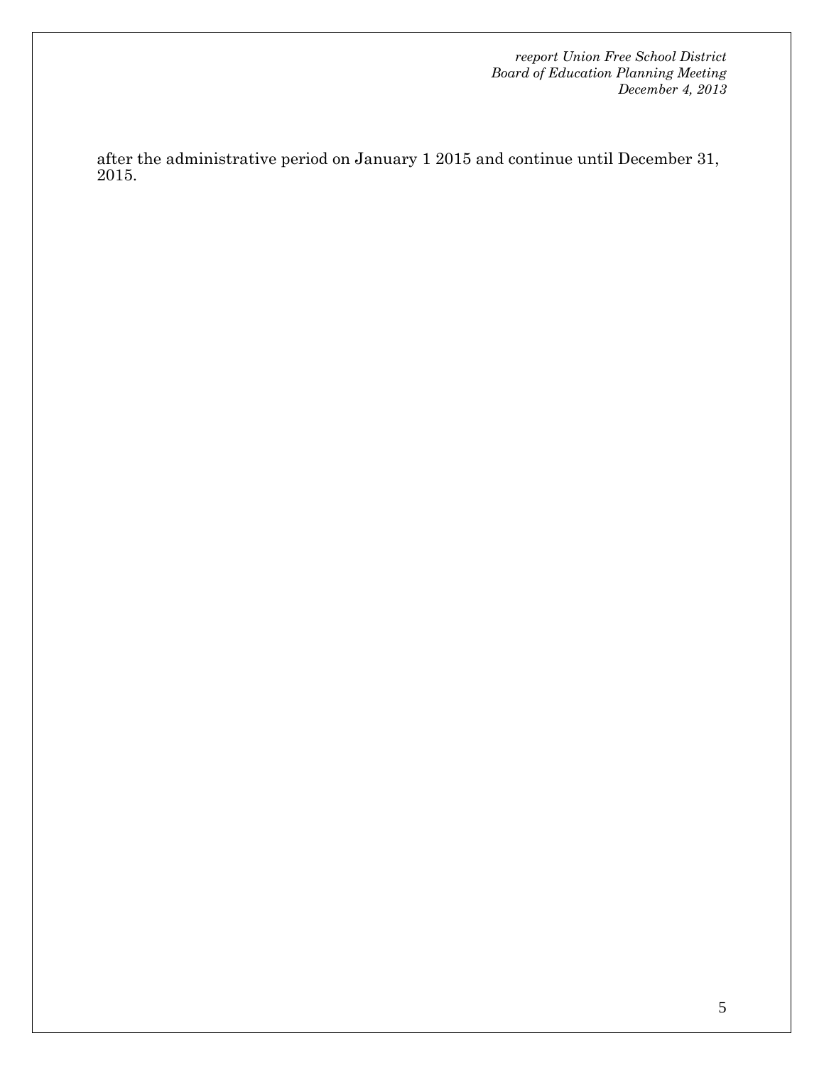after the administrative period on January 1 2015 and continue until December 31, 2015.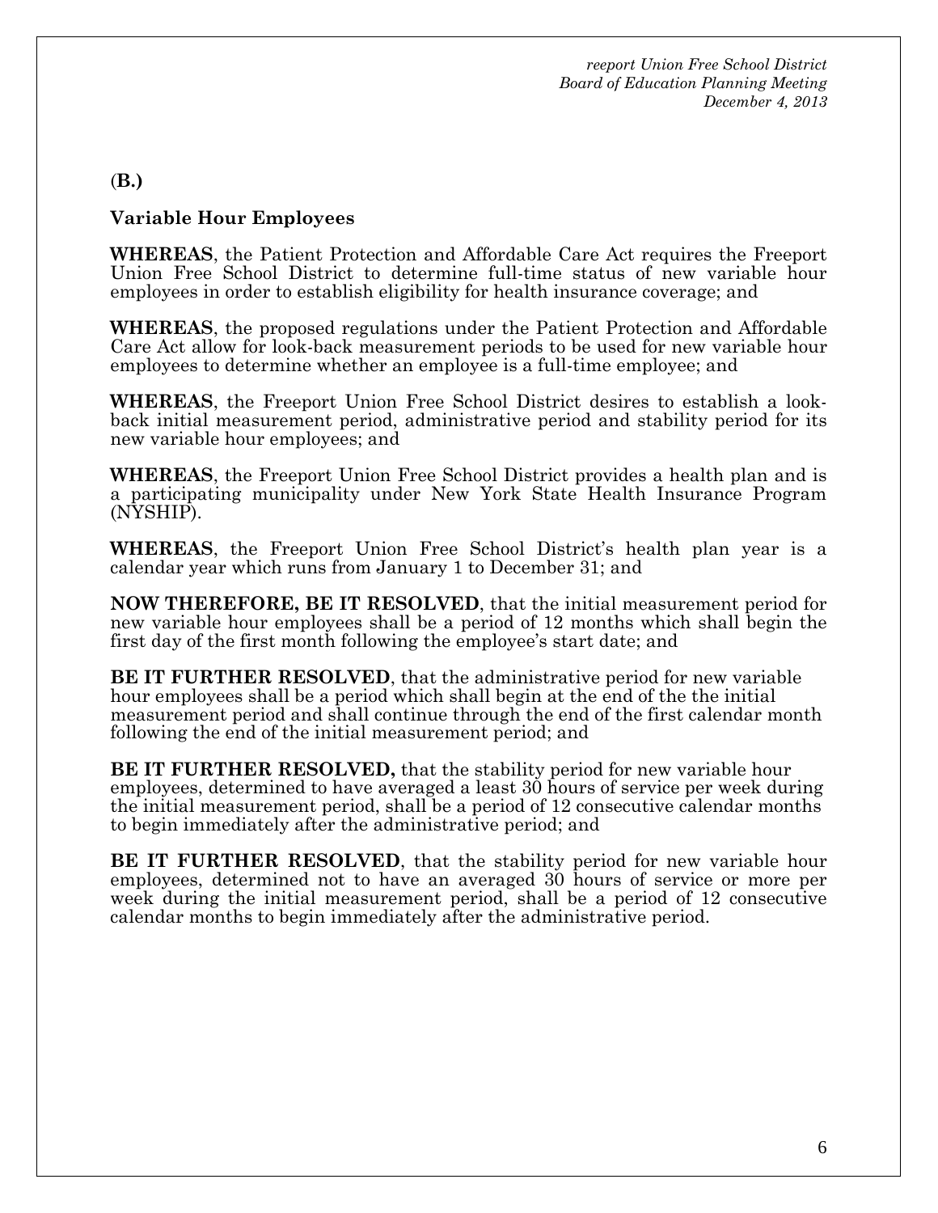**(B.)**

**Variable Hour Employees**

**WHEREAS**, the Patient Protection and Affordable Care Act requires the Freeport Union Free School District to determine full-time status of new variable hour employees in order to establish eligibility for health insurance coverage; and

**WHEREAS**, the proposed regulations under the Patient Protection and Affordable Care Act allow for look-back measurement periods to be used for new variable hour employees to determine whether an employee is a full-time employee; and

**WHEREAS**, the Freeport Union Free School District desires to establish a look-back initial measurement period, administrative period and stability period for its new variable hour employees; and

**WHEREAS**, the Freeport Union Free School District provides a health plan and is a participating municipality under New York State Health Insurance Program (NYSHIP).

**WHEREAS**, the Freeport Union Free School District's health plan year is a calendar year which runs from January 1 to December 31; and

**NOW THEREFORE, BE IT RESOLVED**, that the initial measurement period for new variable hour employees shall be a period of 12 months which shall begin the first day of the first month following the employee's start date; and

**BE IT FURTHER RESOLVED**, that the administrative period for new variable hour employees shall be a period which shall begin at the end of the the initial measurement period and shall continue through the end of the first calendar month following the end of the initial measurement period; and

**BE IT FURTHER RESOLVED,** that the stability period for new variable hour employees, determined to have averaged a least 30 hours of service per week during the initial measurement period, shall be a period of 12 consecutive calendar months to begin immediately after the administrative period; and

**BE IT FURTHER RESOLVED**, that the stability period for new variable hour employees, determined not to have an averaged 30 hours of service or more per week during the initial measurement period, shall be a period of 12 consecutive calendar months to begin immediately after the administrative period.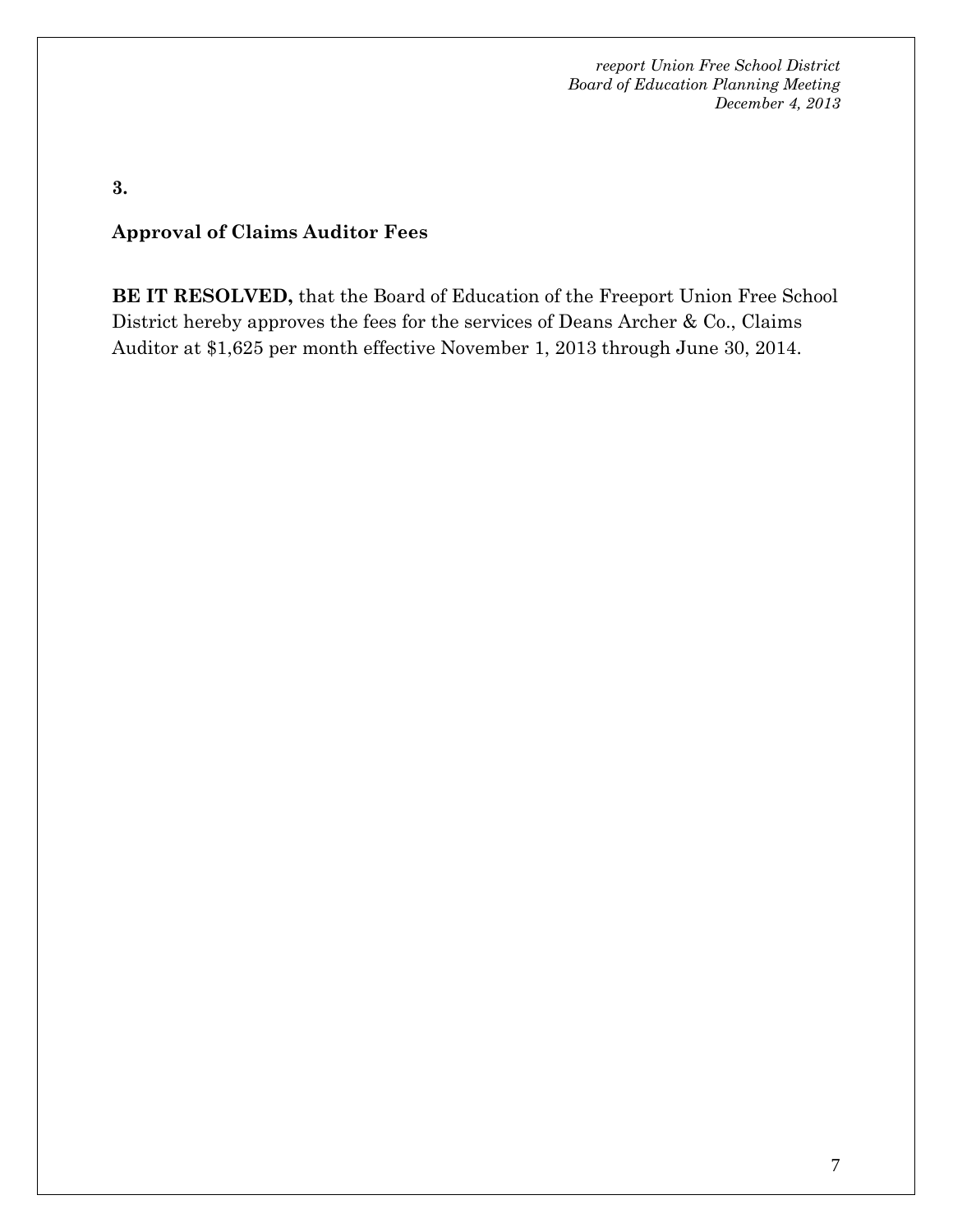**3.**

**Approval of Claims Auditor Fees**

**BE IT RESOLVED,** that the Board of Education of the Freeport Union Free School District hereby approves the fees for the services of Deans Archer & Co., Claims Auditor at $1,625 per month effective November 1, 2013 through June 30, 2014.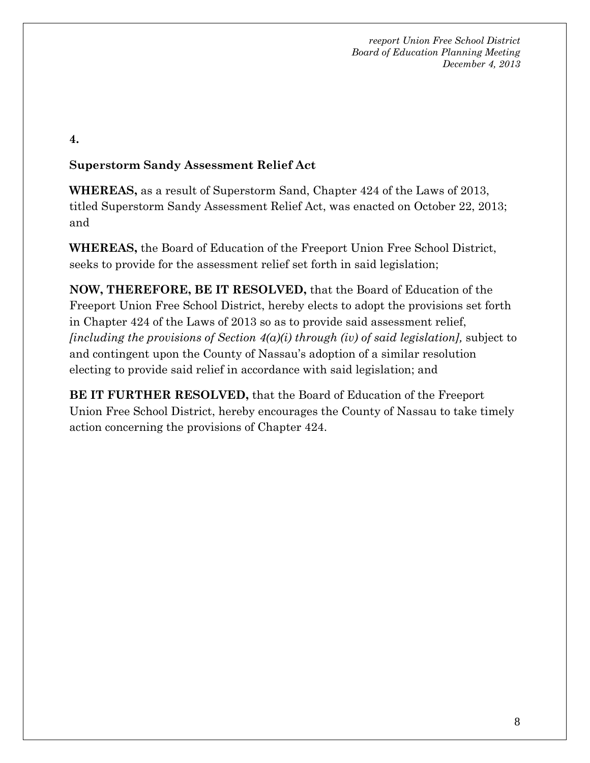**4.**

**Superstorm Sandy Assessment Relief Act**

**WHEREAS,** as a result of Superstorm Sand, Chapter 424 of the Laws of 2013, titled Superstorm Sandy Assessment Relief Act, was enacted on October 22, 2013; and

**WHEREAS,** the Board of Education of the Freeport Union Free School District, seeks to provide for the assessment relief set forth in said legislation;

**NOW, THEREFORE, BE IT RESOLVED,** that the Board of Education of the Freeport Union Free School District, hereby elects to adopt the provisions set forth in Chapter 424 of the Laws of 2013 so as to provide said assessment relief, *[including the provisions of Section 4(a)(i) through (iv) of said legislation],* subject to and contingent upon the County of Nassau's adoption of a similar resolution electing to provide said relief in accordance with said legislation; and

**BE IT FURTHER RESOLVED,** that the Board of Education of the Freeport Union Free School District, hereby encourages the County of Nassau to take timely action concerning the provisions of Chapter 424.